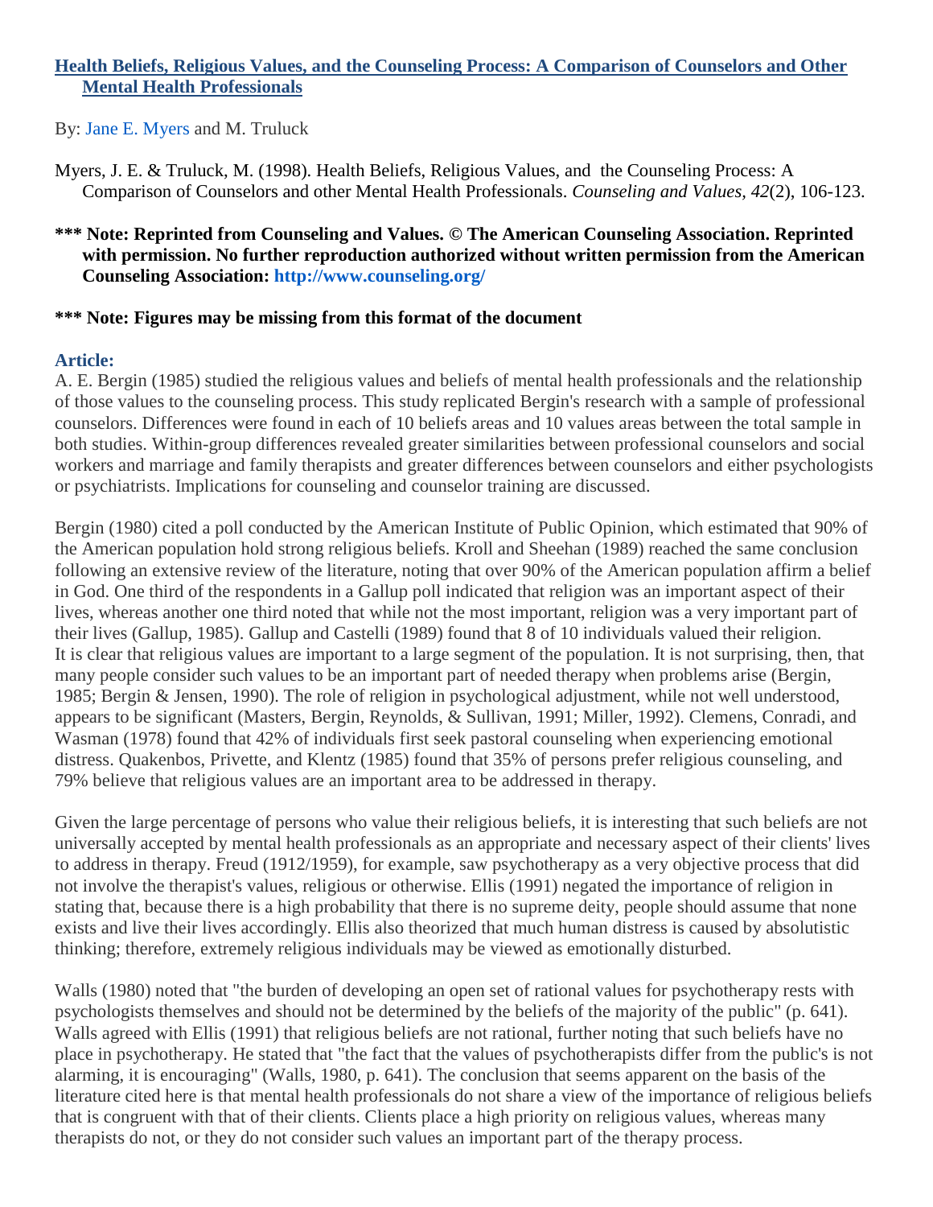# [Health Beliefs, Religious Values, and the Counseling Process: A Comparison of Counselors and Other Mental Health Professionals]

By: Jane E. Myers and M. Truluck

Myers, J. E. & Truluck, M. (1998). Health Beliefs, Religious Values, and the Counseling Process: A Comparison of Counselors and other Mental Health Professionals. *Counseling and Values, 42*(2), 106-123.

**\*\*\* Note: Reprinted from Counseling and Values. © The American Counseling Association. Reprinted with permission. No further reproduction authorized without written permission from the American Counseling Association: http://www.counseling.org/**

**\*\*\* Note: Figures may be missing from this format of the document**

## Article:

A. E. Bergin (1985) studied the religious values and beliefs of mental health professionals and the relationship of those values to the counseling process. This study replicated Bergin's research with a sample of professional counselors. Differences were found in each of 10 beliefs areas and 10 values areas between the total sample in both studies. Within-group differences revealed greater similarities between professional counselors and social workers and marriage and family therapists and greater differences between counselors and either psychologists or psychiatrists. Implications for counseling and counselor training are discussed.

Bergin (1980) cited a poll conducted by the American Institute of Public Opinion, which estimated that 90% of the American population hold strong religious beliefs. Kroll and Sheehan (1989) reached the same conclusion following an extensive review of the literature, noting that over 90% of the American population affirm a belief in God. One third of the respondents in a Gallup poll indicated that religion was an important aspect of their lives, whereas another one third noted that while not the most important, religion was a very important part of their lives (Gallup, 1985). Gallup and Castelli (1989) found that 8 of 10 individuals valued their religion. It is clear that religious values are important to a large segment of the population. It is not surprising, then, that many people consider such values to be an important part of needed therapy when problems arise (Bergin, 1985; Bergin & Jensen, 1990). The role of religion in psychological adjustment, while not well understood, appears to be significant (Masters, Bergin, Reynolds, & Sullivan, 1991; Miller, 1992). Clemens, Conradi, and Wasman (1978) found that 42% of individuals first seek pastoral counseling when experiencing emotional distress. Quakenbos, Privette, and Klentz (1985) found that 35% of persons prefer religious counseling, and 79% believe that religious values are an important area to be addressed in therapy.

Given the large percentage of persons who value their religious beliefs, it is interesting that such beliefs are not universally accepted by mental health professionals as an appropriate and necessary aspect of their clients' lives to address in therapy. Freud (1912/1959), for example, saw psychotherapy as a very objective process that did not involve the therapist's values, religious or otherwise. Ellis (1991) negated the importance of religion in stating that, because there is a high probability that there is no supreme deity, people should assume that none exists and live their lives accordingly. Ellis also theorized that much human distress is caused by absolutistic thinking; therefore, extremely religious individuals may be viewed as emotionally disturbed.

Walls (1980) noted that "the burden of developing an open set of rational values for psychotherapy rests with psychologists themselves and should not be determined by the beliefs of the majority of the public" (p. 641). Walls agreed with Ellis (1991) that religious beliefs are not rational, further noting that such beliefs have no place in psychotherapy. He stated that "the fact that the values of psychotherapists differ from the public's is not alarming, it is encouraging" (Walls, 1980, p. 641). The conclusion that seems apparent on the basis of the literature cited here is that mental health professionals do not share a view of the importance of religious beliefs that is congruent with that of their clients. Clients place a high priority on religious values, whereas many therapists do not, or they do not consider such values an important part of the therapy process.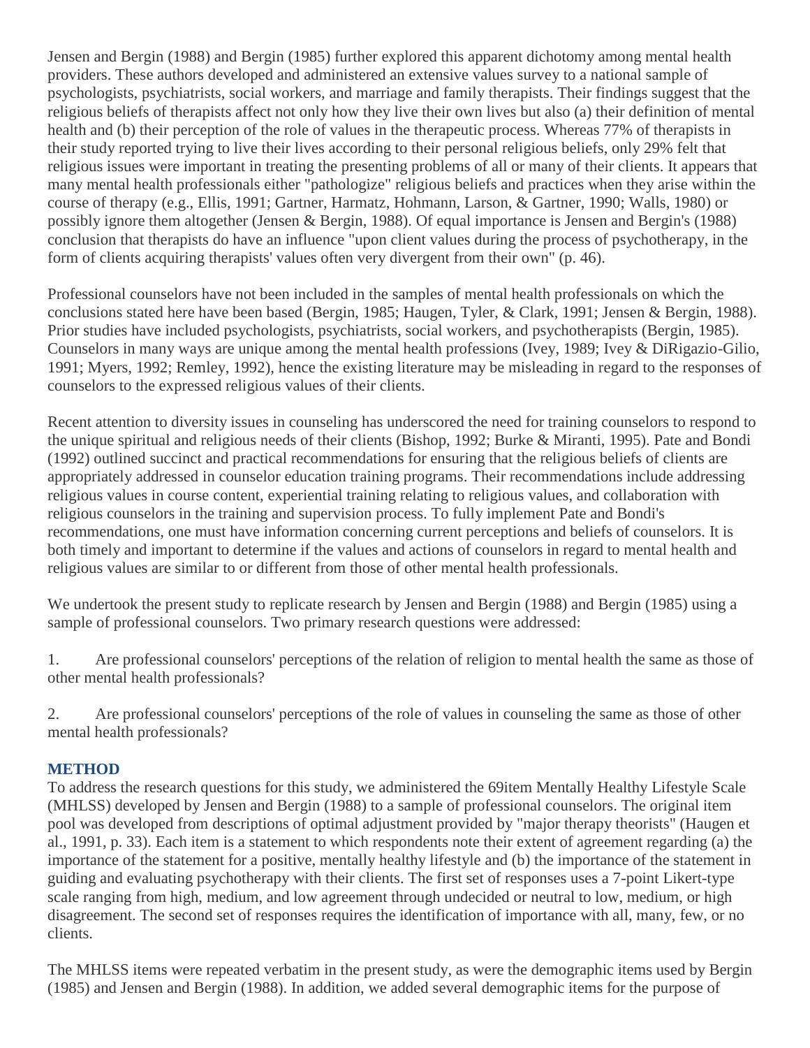Jensen and Bergin (1988) and Bergin (1985) further explored this apparent dichotomy among mental health providers. These authors developed and administered an extensive values survey to a national sample of psychologists, psychiatrists, social workers, and marriage and family therapists. Their findings suggest that the religious beliefs of therapists affect not only how they live their own lives but also (a) their definition of mental health and (b) their perception of the role of values in the therapeutic process. Whereas 77% of therapists in their study reported trying to live their lives according to their personal religious beliefs, only 29% felt that religious issues were important in treating the presenting problems of all or many of their clients. It appears that many mental health professionals either "pathologize" religious beliefs and practices when they arise within the course of therapy (e.g., Ellis, 1991; Gartner, Harmatz, Hohmann, Larson, & Gartner, 1990; Walls, 1980) or possibly ignore them altogether (Jensen & Bergin, 1988). Of equal importance is Jensen and Bergin's (1988) conclusion that therapists do have an influence "upon client values during the process of psychotherapy, in the form of clients acquiring therapists' values often very divergent from their own" (p. 46).

Professional counselors have not been included in the samples of mental health professionals on which the conclusions stated here have been based (Bergin, 1985; Haugen, Tyler, & Clark, 1991; Jensen & Bergin, 1988). Prior studies have included psychologists, psychiatrists, social workers, and psychotherapists (Bergin, 1985). Counselors in many ways are unique among the mental health professions (Ivey, 1989; Ivey & DiRigazio-Gilio, 1991; Myers, 1992; Remley, 1992), hence the existing literature may be misleading in regard to the responses of counselors to the expressed religious values of their clients.

Recent attention to diversity issues in counseling has underscored the need for training counselors to respond to the unique spiritual and religious needs of their clients (Bishop, 1992; Burke & Miranti, 1995). Pate and Bondi (1992) outlined succinct and practical recommendations for ensuring that the religious beliefs of clients are appropriately addressed in counselor education training programs. Their recommendations include addressing religious values in course content, experiential training relating to religious values, and collaboration with religious counselors in the training and supervision process. To fully implement Pate and Bondi's recommendations, one must have information concerning current perceptions and beliefs of counselors. It is both timely and important to determine if the values and actions of counselors in regard to mental health and religious values are similar to or different from those of other mental health professionals.

We undertook the present study to replicate research by Jensen and Bergin (1988) and Bergin (1985) using a sample of professional counselors. Two primary research questions were addressed:

1. Are professional counselors' perceptions of the relation of religion to mental health the same as those of other mental health professionals?

2. Are professional counselors' perceptions of the role of values in counseling the same as those of other mental health professionals?

## METHOD

To address the research questions for this study, we administered the 69item Mentally Healthy Lifestyle Scale (MHLSS) developed by Jensen and Bergin (1988) to a sample of professional counselors. The original item pool was developed from descriptions of optimal adjustment provided by "major therapy theorists" (Haugen et al., 1991, p. 33). Each item is a statement to which respondents note their extent of agreement regarding (a) the importance of the statement for a positive, mentally healthy lifestyle and (b) the importance of the statement in guiding and evaluating psychotherapy with their clients. The first set of responses uses a 7-point Likert-type scale ranging from high, medium, and low agreement through undecided or neutral to low, medium, or high disagreement. The second set of responses requires the identification of importance with all, many, few, or no clients.

The MHLSS items were repeated verbatim in the present study, as were the demographic items used by Bergin (1985) and Jensen and Bergin (1988). In addition, we added several demographic items for the purpose of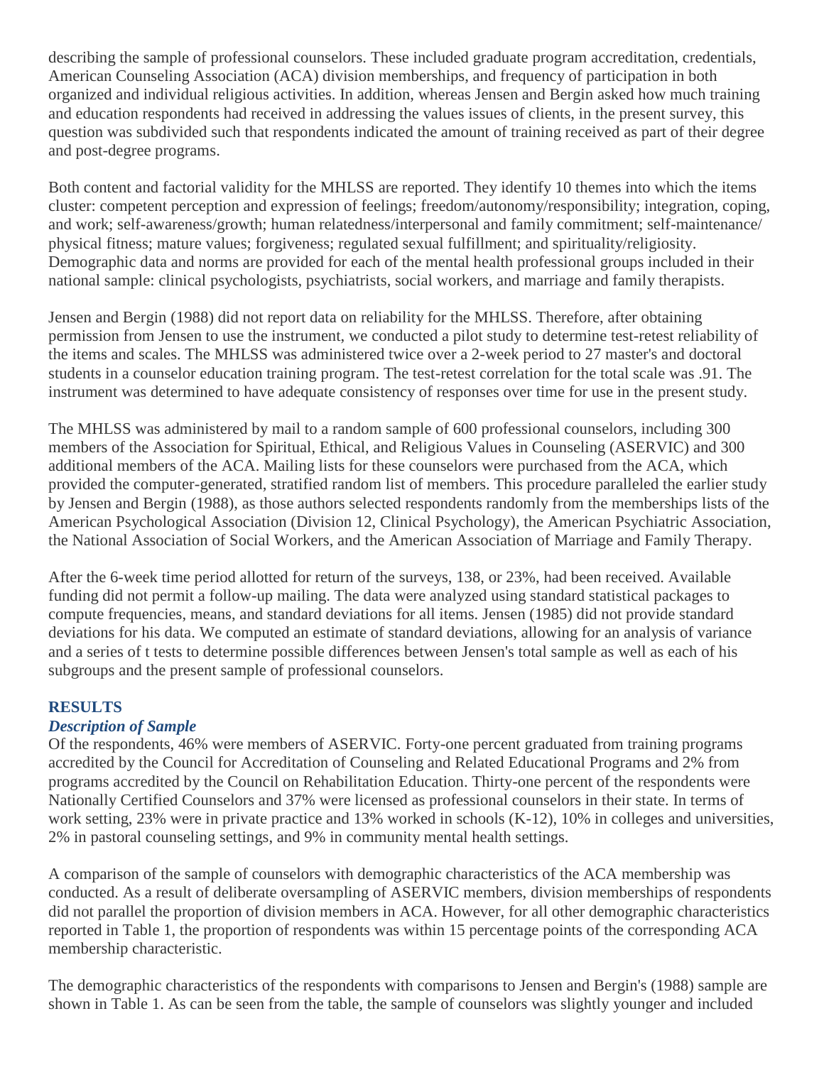describing the sample of professional counselors. These included graduate program accreditation, credentials, American Counseling Association (ACA) division memberships, and frequency of participation in both organized and individual religious activities. In addition, whereas Jensen and Bergin asked how much training and education respondents had received in addressing the values issues of clients, in the present survey, this question was subdivided such that respondents indicated the amount of training received as part of their degree and post-degree programs.

Both content and factorial validity for the MHLSS are reported. They identify 10 themes into which the items cluster: competent perception and expression of feelings; freedom/autonomy/responsibility; integration, coping, and work; self-awareness/growth; human relatedness/interpersonal and family commitment; self-maintenance/ physical fitness; mature values; forgiveness; regulated sexual fulfillment; and spirituality/religiosity. Demographic data and norms are provided for each of the mental health professional groups included in their national sample: clinical psychologists, psychiatrists, social workers, and marriage and family therapists.

Jensen and Bergin (1988) did not report data on reliability for the MHLSS. Therefore, after obtaining permission from Jensen to use the instrument, we conducted a pilot study to determine test-retest reliability of the items and scales. The MHLSS was administered twice over a 2-week period to 27 master's and doctoral students in a counselor education training program. The test-retest correlation for the total scale was .91. The instrument was determined to have adequate consistency of responses over time for use in the present study.

The MHLSS was administered by mail to a random sample of 600 professional counselors, including 300 members of the Association for Spiritual, Ethical, and Religious Values in Counseling (ASERVIC) and 300 additional members of the ACA. Mailing lists for these counselors were purchased from the ACA, which provided the computer-generated, stratified random list of members. This procedure paralleled the earlier study by Jensen and Bergin (1988), as those authors selected respondents randomly from the memberships lists of the American Psychological Association (Division 12, Clinical Psychology), the American Psychiatric Association, the National Association of Social Workers, and the American Association of Marriage and Family Therapy.

After the 6-week time period allotted for return of the surveys, 138, or 23%, had been received. Available funding did not permit a follow-up mailing. The data were analyzed using standard statistical packages to compute frequencies, means, and standard deviations for all items. Jensen (1985) did not provide standard deviations for his data. We computed an estimate of standard deviations, allowing for an analysis of variance and a series of t tests to determine possible differences between Jensen's total sample as well as each of his subgroups and the present sample of professional counselors.

## RESULTS

### *Description of Sample*

Of the respondents, 46% were members of ASERVIC. Forty-one percent graduated from training programs accredited by the Council for Accreditation of Counseling and Related Educational Programs and 2% from programs accredited by the Council on Rehabilitation Education. Thirty-one percent of the respondents were Nationally Certified Counselors and 37% were licensed as professional counselors in their state. In terms of work setting, 23% were in private practice and 13% worked in schools (K-12), 10% in colleges and universities, 2% in pastoral counseling settings, and 9% in community mental health settings.

A comparison of the sample of counselors with demographic characteristics of the ACA membership was conducted. As a result of deliberate oversampling of ASERVIC members, division memberships of respondents did not parallel the proportion of division members in ACA. However, for all other demographic characteristics reported in Table 1, the proportion of respondents was within 15 percentage points of the corresponding ACA membership characteristic.

The demographic characteristics of the respondents with comparisons to Jensen and Bergin's (1988) sample are shown in Table 1. As can be seen from the table, the sample of counselors was slightly younger and included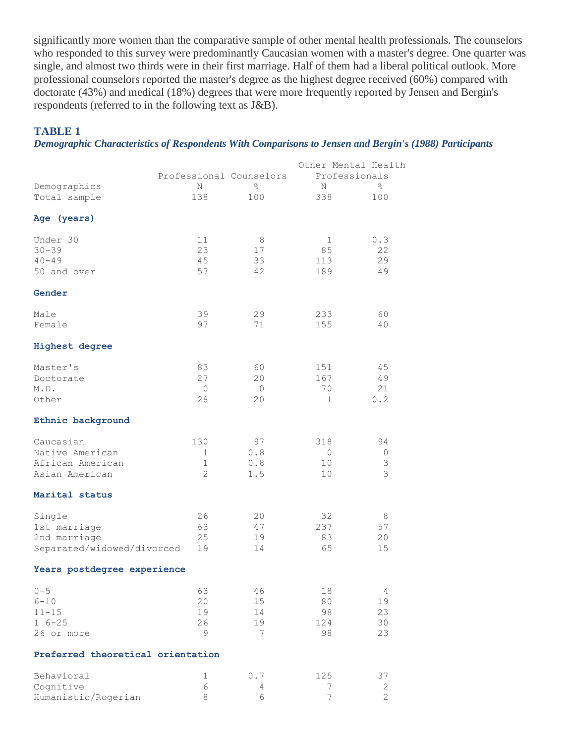significantly more women than the comparative sample of other mental health professionals. The counselors who responded to this survey were predominantly Caucasian women with a master's degree. One quarter was single, and almost two thirds were in their first marriage. Half of them had a liberal political outlook. More professional counselors reported the master's degree as the highest degree received (60%) compared with doctorate (43%) and medical (18%) degrees that were more frequently reported by Jensen and Bergin's respondents (referred to in the following text as J&B).

### TABLE 1

***Demographic Characteristics of Respondents With Comparisons to Jensen and Bergin's (1988) Participants***

| | Professional Counselors | | Other Mental Health Professionals | |
|---|---|---|---|---|
| Demographics | N | % | N | % |
| Total sample | 138 | 100 | 338 | 100 |
| **Age (years)** | | | | |
| Under 30 | 11 | 8 | 1 | 0.3 |
| 30-39 | 23 | 17 | 85 | 22 |
| 40-49 | 45 | 33 | 113 | 29 |
| 50 and over | 57 | 42 | 189 | 49 |
| **Gender** | | | | |
| Male | 39 | 29 | 233 | 60 |
| Female | 97 | 71 | 155 | 40 |
| **Highest degree** | | | | |
| Master's | 83 | 60 | 151 | 45 |
| Doctorate | 27 | 20 | 167 | 49 |
| M.D. | 0 | 0 | 70 | 21 |
| Other | 28 | 20 | 1 | 0.2 |
| **Ethnic background** | | | | |
| Caucasian | 130 | 97 | 318 | 94 |
| Native American | 1 | 0.8 | 0 | 0 |
| African American | 1 | 0.8 | 10 | 3 |
| Asian American | 2 | 1.5 | 10 | 3 |
| **Marital status** | | | | |
| Single | 26 | 20 | 32 | 8 |
| 1st marriage | 63 | 47 | 237 | 57 |
| 2nd marriage | 25 | 19 | 83 | 20 |
| Separated/widowed/divorced | 19 | 14 | 65 | 15 |
| **Years postdegree experience** | | | | |
| 0-5 | 63 | 46 | 18 | 4 |
| 6-10 | 20 | 15 | 80 | 19 |
| 11-15 | 19 | 14 | 98 | 23 |
| 1 6-25 | 26 | 19 | 124 | 30 |
| 26 or more | 9 | 7 | 98 | 23 |
| **Preferred theoretical orientation** | | | | |
| Behavioral | 1 | 0.7 | 125 | 37 |
| Cognitive | 6 | 4 | 7 | 2 |
| Humanistic/Rogerian | 8 | 6 | 7 | 2 |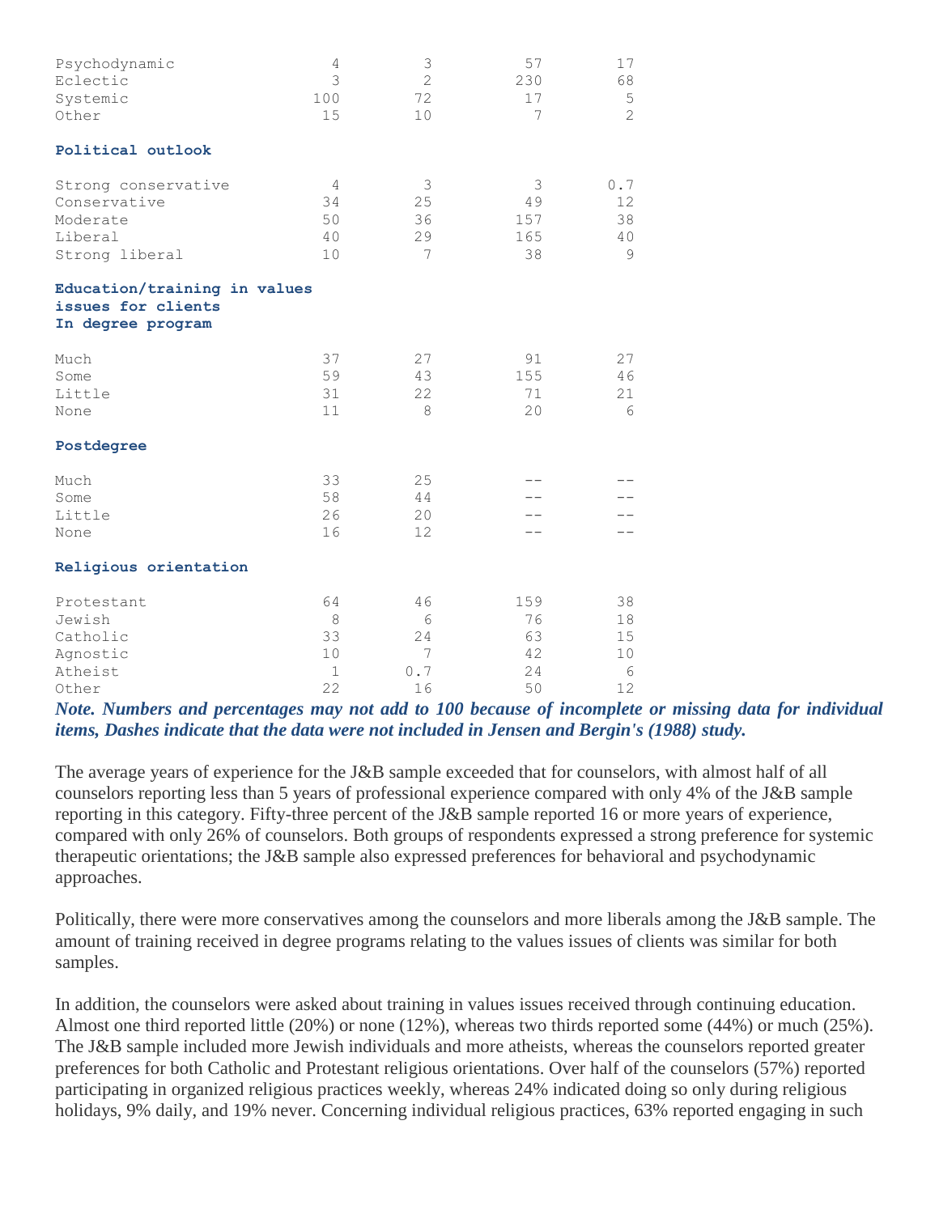| | | | | |
|---|---|---|---|---|
| Psychodynamic | 4 | 3 | 57 | 17 |
| Eclectic | 3 | 2 | 230 | 68 |
| Systemic | 100 | 72 | 17 | 5 |
| Other | 15 | 10 | 7 | 2 |
| **Political outlook** | | | | |
| Strong conservative | 4 | 3 | 3 | 0.7 |
| Conservative | 34 | 25 | 49 | 12 |
| Moderate | 50 | 36 | 157 | 38 |
| Liberal | 40 | 29 | 165 | 40 |
| Strong liberal | 10 | 7 | 38 | 9 |
| **Education/training in values issues for clients In degree program** | | | | |
| Much | 37 | 27 | 91 | 27 |
| Some | 59 | 43 | 155 | 46 |
| Little | 31 | 22 | 71 | 21 |
| None | 11 | 8 | 20 | 6 |
| **Postdegree** | | | | |
| Much | 33 | 25 | -- | -- |
| Some | 58 | 44 | -- | -- |
| Little | 26 | 20 | -- | -- |
| None | 16 | 12 | -- | -- |
| **Religious orientation** | | | | |
| Protestant | 64 | 46 | 159 | 38 |
| Jewish | 8 | 6 | 76 | 18 |
| Catholic | 33 | 24 | 63 | 15 |
| Agnostic | 10 | 7 | 42 | 10 |
| Atheist | 1 | 0.7 | 24 | 6 |
| Other | 22 | 16 | 50 | 12 |

***Note. Numbers and percentages may not add to 100 because of incomplete or missing data for individual items, Dashes indicate that the data were not included in Jensen and Bergin's (1988) study.***

The average years of experience for the J&B sample exceeded that for counselors, with almost half of all counselors reporting less than 5 years of professional experience compared with only 4% of the J&B sample reporting in this category. Fifty-three percent of the J&B sample reported 16 or more years of experience, compared with only 26% of counselors. Both groups of respondents expressed a strong preference for systemic therapeutic orientations; the J&B sample also expressed preferences for behavioral and psychodynamic approaches.

Politically, there were more conservatives among the counselors and more liberals among the J&B sample. The amount of training received in degree programs relating to the values issues of clients was similar for both samples.

In addition, the counselors were asked about training in values issues received through continuing education. Almost one third reported little (20%) or none (12%), whereas two thirds reported some (44%) or much (25%). The J&B sample included more Jewish individuals and more atheists, whereas the counselors reported greater preferences for both Catholic and Protestant religious orientations. Over half of the counselors (57%) reported participating in organized religious practices weekly, whereas 24% indicated doing so only during religious holidays, 9% daily, and 19% never. Concerning individual religious practices, 63% reported engaging in such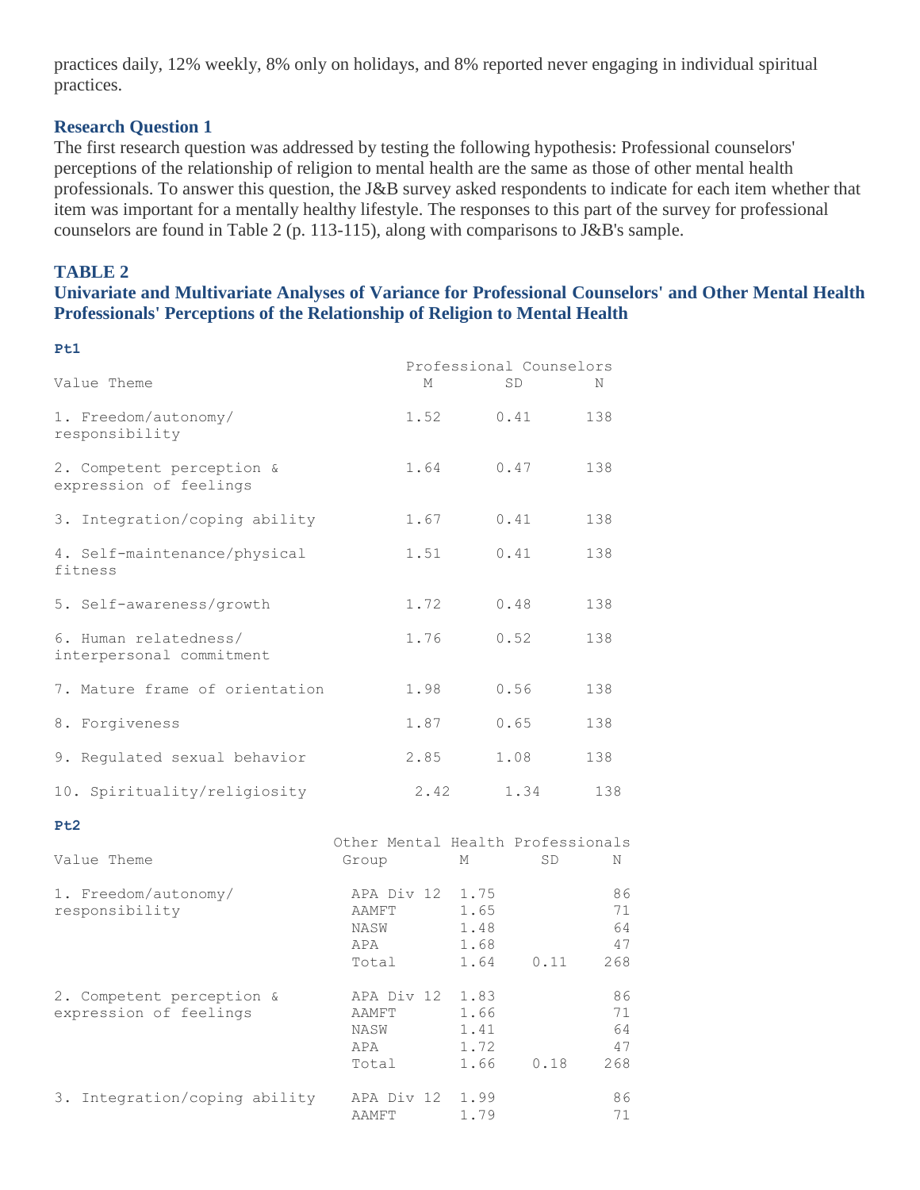practices daily, 12% weekly, 8% only on holidays, and 8% reported never engaging in individual spiritual practices.

### Research Question 1

The first research question was addressed by testing the following hypothesis: Professional counselors' perceptions of the relationship of religion to mental health are the same as those of other mental health professionals. To answer this question, the J&B survey asked respondents to indicate for each item whether that item was important for a mentally healthy lifestyle. The responses to this part of the survey for professional counselors are found in Table 2 (p. 113-115), along with comparisons to J&B's sample.

### TABLE 2

**Univariate and Multivariate Analyses of Variance for Professional Counselors' and Other Mental Health Professionals' Perceptions of the Relationship of Religion to Mental Health**

**Pt1**

| Value Theme | Professional Counselors M | SD | N |
|---|---|---|---|
| 1. Freedom/autonomy/ responsibility | 1.52 | 0.41 | 138 |
| 2. Competent perception & expression of feelings | 1.64 | 0.47 | 138 |
| 3. Integration/coping ability | 1.67 | 0.41 | 138 |
| 4. Self-maintenance/physical fitness | 1.51 | 0.41 | 138 |
| 5. Self-awareness/growth | 1.72 | 0.48 | 138 |
| 6. Human relatedness/ interpersonal commitment | 1.76 | 0.52 | 138 |
| 7. Mature frame of orientation | 1.98 | 0.56 | 138 |
| 8. Forgiveness | 1.87 | 0.65 | 138 |
| 9. Regulated sexual behavior | 2.85 | 1.08 | 138 |
| 10. Spirituality/religiosity | 2.42 | 1.34 | 138 |

**Pt2**

| Value Theme | Other Mental Health Professionals Group | M | SD | N |
|---|---|---|---|---|
| 1. Freedom/autonomy/ responsibility | APA Div 12 | 1.75 | | 86 |
| | AAMFT | 1.65 | | 71 |
| | NASW | 1.48 | | 64 |
| | APA | 1.68 | | 47 |
| | Total | 1.64 | 0.11 | 268 |
| 2. Competent perception & expression of feelings | APA Div 12 | 1.83 | | 86 |
| | AAMFT | 1.66 | | 71 |
| | NASW | 1.41 | | 64 |
| | APA | 1.72 | | 47 |
| | Total | 1.66 | 0.18 | 268 |
| 3. Integration/coping ability | APA Div 12 | 1.99 | | 86 |
| | AAMFT | 1.79 | | 71 |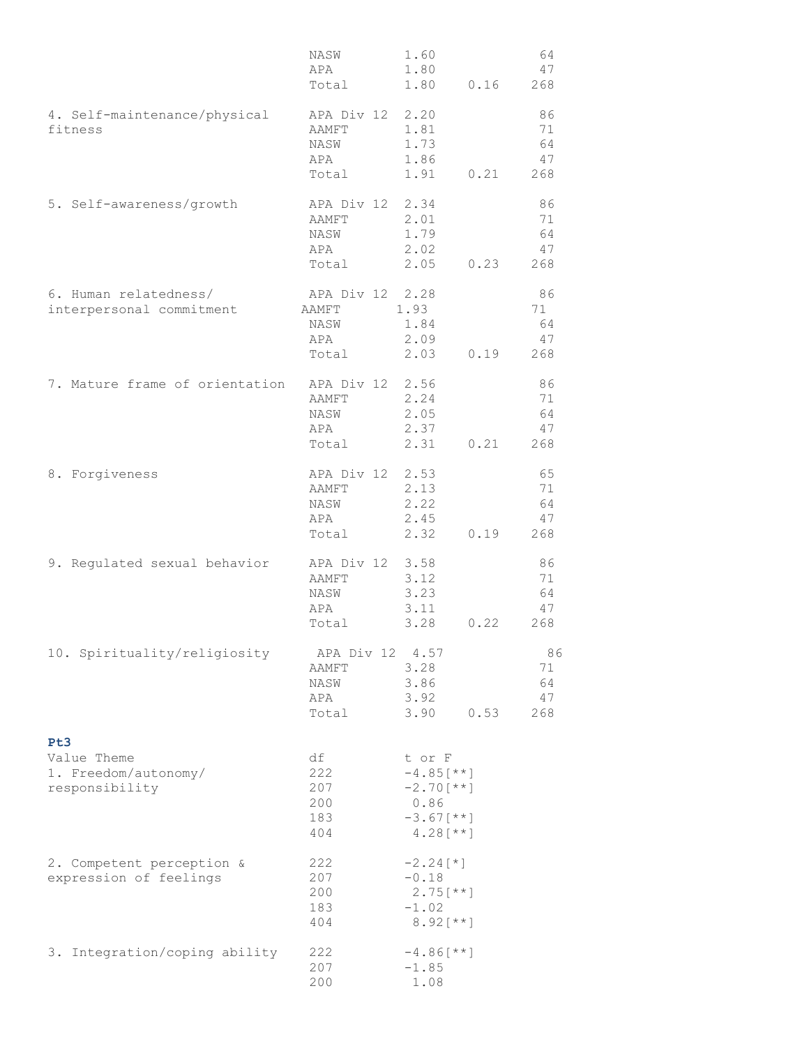| | | | | |
|---|---|---|---|---|
| | NASW | 1.60 | | 64 |
| | APA | 1.80 | | 47 |
| | Total | 1.80 | 0.16 | 268 |
| 4. Self-maintenance/physical fitness | APA Div 12 | 2.20 | | 86 |
| | AAMFT | 1.81 | | 71 |
| | NASW | 1.73 | | 64 |
| | APA | 1.86 | | 47 |
| | Total | 1.91 | 0.21 | 268 |
| 5. Self-awareness/growth | APA Div 12 | 2.34 | | 86 |
| | AAMFT | 2.01 | | 71 |
| | NASW | 1.79 | | 64 |
| | APA | 2.02 | | 47 |
| | Total | 2.05 | 0.23 | 268 |
| 6. Human relatedness/ interpersonal commitment | APA Div 12 | 2.28 | | 86 |
| | AAMFT | 1.93 | | 71 |
| | NASW | 1.84 | | 64 |
| | APA | 2.09 | | 47 |
| | Total | 2.03 | 0.19 | 268 |
| 7. Mature frame of orientation | APA Div 12 | 2.56 | | 86 |
| | AAMFT | 2.24 | | 71 |
| | NASW | 2.05 | | 64 |
| | APA | 2.37 | | 47 |
| | Total | 2.31 | 0.21 | 268 |
| 8. Forgiveness | APA Div 12 | 2.53 | | 65 |
| | AAMFT | 2.13 | | 71 |
| | NASW | 2.22 | | 64 |
| | APA | 2.45 | | 47 |
| | Total | 2.32 | 0.19 | 268 |
| 9. Regulated sexual behavior | APA Div 12 | 3.58 | | 86 |
| | AAMFT | 3.12 | | 71 |
| | NASW | 3.23 | | 64 |
| | APA | 3.11 | | 47 |
| | Total | 3.28 | 0.22 | 268 |
| 10. Spirituality/religiosity | APA Div 12 | 4.57 | | 86 |
| | AAMFT | 3.28 | | 71 |
| | NASW | 3.86 | | 64 |
| | APA | 3.92 | | 47 |
| | Total | 3.90 | 0.53 | 268 |

**Pt3**

| Value Theme | df | t or F |
|---|---|---|
| 1. Freedom/autonomy/ responsibility | 222 | -4.85[**] |
| | 207 | -2.70[**] |
| | 200 | 0.86 |
| | 183 | -3.67[**] |
| | 404 | 4.28[**] |
| 2. Competent perception & expression of feelings | 222 | -2.24[*] |
| | 207 | -0.18 |
| | 200 | 2.75[**] |
| | 183 | -1.02 |
| | 404 | 8.92[**] |
| 3. Integration/coping ability | 222 | -4.86[**] |
| | 207 | -1.85 |
| | 200 | 1.08 |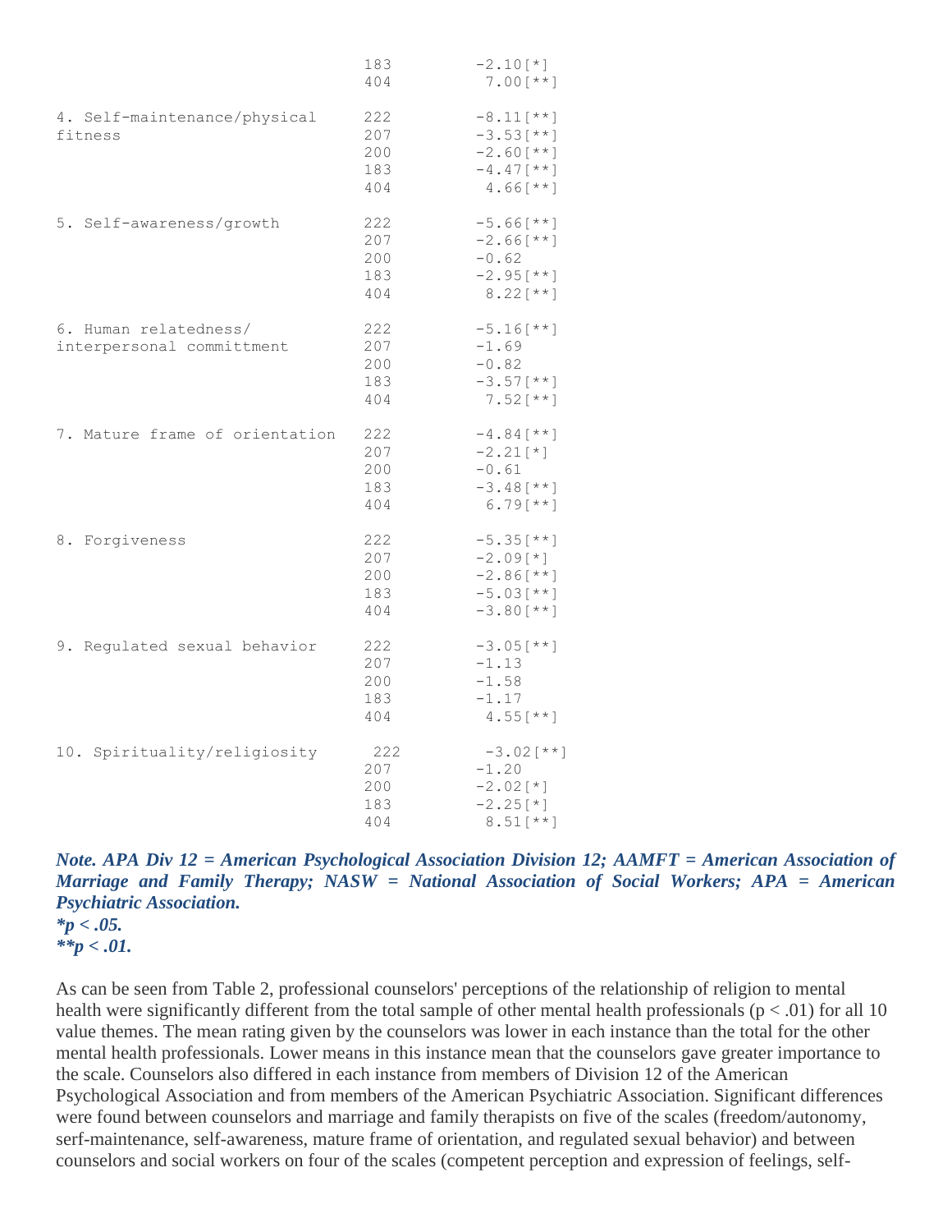| | | |
|---|---|---|
| | 183 | -2.10[*] |
| | 404 | 7.00[**] |
| 4. Self-maintenance/physical fitness | 222 | -8.11[**] |
| | 207 | -3.53[**] |
| | 200 | -2.60[**] |
| | 183 | -4.47[**] |
| | 404 | 4.66[**] |
| 5. Self-awareness/growth | 222 | -5.66[**] |
| | 207 | -2.66[**] |
| | 200 | -0.62 |
| | 183 | -2.95[**] |
| | 404 | 8.22[**] |
| 6. Human relatedness/ interpersonal committment | 222 | -5.16[**] |
| | 207 | -1.69 |
| | 200 | -0.82 |
| | 183 | -3.57[**] |
| | 404 | 7.52[**] |
| 7. Mature frame of orientation | 222 | -4.84[**] |
| | 207 | -2.21[*] |
| | 200 | -0.61 |
| | 183 | -3.48[**] |
| | 404 | 6.79[**] |
| 8. Forgiveness | 222 | -5.35[**] |
| | 207 | -2.09[*] |
| | 200 | -2.86[**] |
| | 183 | -5.03[**] |
| | 404 | -3.80[**] |
| 9. Regulated sexual behavior | 222 | -3.05[**] |
| | 207 | -1.13 |
| | 200 | -1.58 |
| | 183 | -1.17 |
| | 404 | 4.55[**] |
| 10. Spirituality/religiosity | 222 | -3.02[**] |
| | 207 | -1.20 |
| | 200 | -2.02[*] |
| | 183 | -2.25[*] |
| | 404 | 8.51[**] |

***Note. APA Div 12 = American Psychological Association Division 12; AAMFT = American Association of Marriage and Family Therapy; NASW = National Association of Social Workers; APA = American Psychiatric Association.***

***\*p < .05.***

***\*\*p < .01.***

As can be seen from Table 2, professional counselors' perceptions of the relationship of religion to mental health were significantly different from the total sample of other mental health professionals ($p < .01$) for all 10 value themes. The mean rating given by the counselors was lower in each instance than the total for the other mental health professionals. Lower means in this instance mean that the counselors gave greater importance to the scale. Counselors also differed in each instance from members of Division 12 of the American Psychological Association and from members of the American Psychiatric Association. Significant differences were found between counselors and marriage and family therapists on five of the scales (freedom/autonomy, serf-maintenance, self-awareness, mature frame of orientation, and regulated sexual behavior) and between counselors and social workers on four of the scales (competent perception and expression of feelings, self-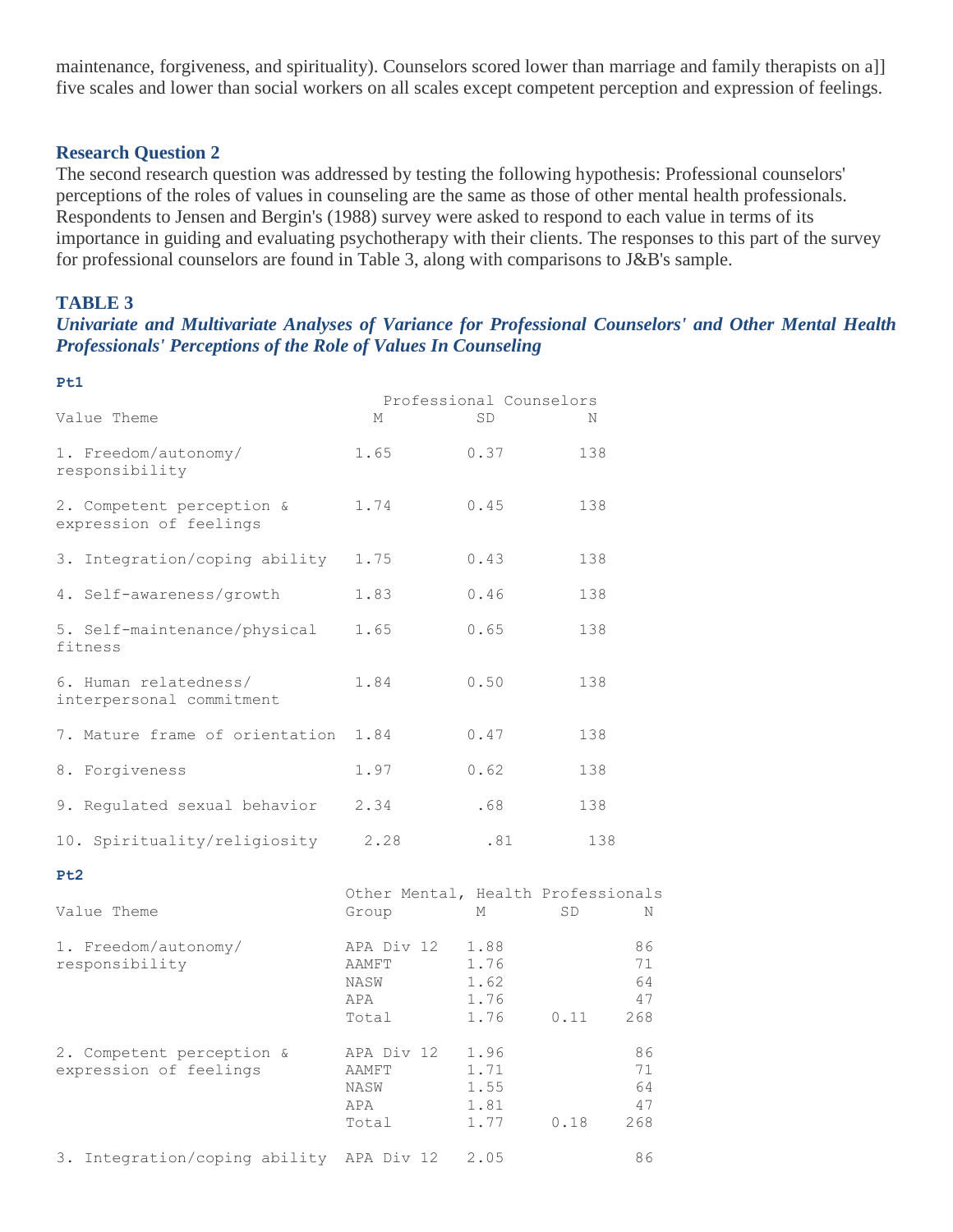maintenance, forgiveness, and spirituality). Counselors scored lower than marriage and family therapists on a]] five scales and lower than social workers on all scales except competent perception and expression of feelings.

### Research Question 2

The second research question was addressed by testing the following hypothesis: Professional counselors' perceptions of the roles of values in counseling are the same as those of other mental health professionals. Respondents to Jensen and Bergin's (1988) survey were asked to respond to each value in terms of its importance in guiding and evaluating psychotherapy with their clients. The responses to this part of the survey for professional counselors are found in Table 3, along with comparisons to J&B's sample.

### TABLE 3

***Univariate and Multivariate Analyses of Variance for Professional Counselors' and Other Mental Health Professionals' Perceptions of the Role of Values In Counseling***

**Pt1**

| Value Theme | Professional Counselors M | SD | N |
|---|---|---|---|
| 1. Freedom/autonomy/ responsibility | 1.65 | 0.37 | 138 |
| 2. Competent perception & expression of feelings | 1.74 | 0.45 | 138 |
| 3. Integration/coping ability | 1.75 | 0.43 | 138 |
| 4. Self-awareness/growth | 1.83 | 0.46 | 138 |
| 5. Self-maintenance/physical fitness | 1.65 | 0.65 | 138 |
| 6. Human relatedness/ interpersonal commitment | 1.84 | 0.50 | 138 |
| 7. Mature frame of orientation | 1.84 | 0.47 | 138 |
| 8. Forgiveness | 1.97 | 0.62 | 138 |
| 9. Regulated sexual behavior | 2.34 | .68 | 138 |
| 10. Spirituality/religiosity | 2.28 | .81 | 138 |

**Pt2**

| Value Theme | Other Mental, Health Professionals Group | M | SD | N |
|---|---|---|---|---|
| 1. Freedom/autonomy/ responsibility | APA Div 12 | 1.88 | | 86 |
| | AAMFT | 1.76 | | 71 |
| | NASW | 1.62 | | 64 |
| | APA | 1.76 | | 47 |
| | Total | 1.76 | 0.11 | 268 |
| 2. Competent perception & expression of feelings | APA Div 12 | 1.96 | | 86 |
| | AAMFT | 1.71 | | 71 |
| | NASW | 1.55 | | 64 |
| | APA | 1.81 | | 47 |
| | Total | 1.77 | 0.18 | 268 |
| 3. Integration/coping ability | APA Div 12 | 2.05 | | 86 |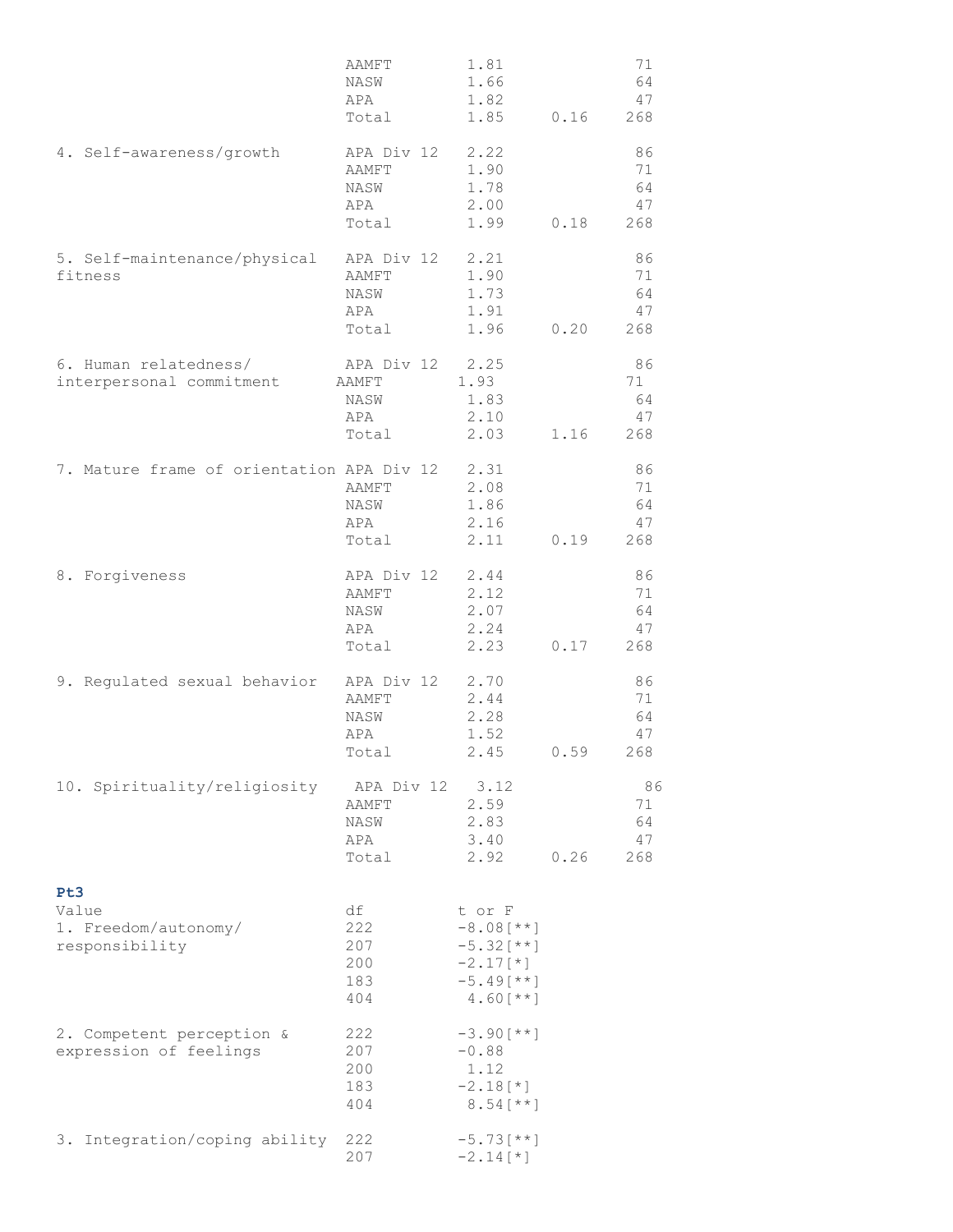| Value | Group | M | SD | n |
|---|---|---|---|---|
| | AAMFT | 1.81 | | 71 |
| | NASW | 1.66 | | 64 |
| | APA | 1.82 | | 47 |
| | Total | 1.85 | 0.16 | 268 |
| 4. Self-awareness/growth | APA Div 12 | 2.22 | | 86 |
| | AAMFT | 1.90 | | 71 |
| | NASW | 1.78 | | 64 |
| | APA | 2.00 | | 47 |
| | Total | 1.99 | 0.18 | 268 |
| 5. Self-maintenance/physical fitness | APA Div 12 | 2.21 | | 86 |
| | AAMFT | 1.90 | | 71 |
| | NASW | 1.73 | | 64 |
| | APA | 1.91 | | 47 |
| | Total | 1.96 | 0.20 | 268 |
| 6. Human relatedness/ interpersonal commitment | APA Div 12 | 2.25 | | 86 |
| | AAMFT | 1.93 | | 71 |
| | NASW | 1.83 | | 64 |
| | APA | 2.10 | | 47 |
| | Total | 2.03 | 1.16 | 268 |
| 7. Mature frame of orientation | APA Div 12 | 2.31 | | 86 |
| | AAMFT | 2.08 | | 71 |
| | NASW | 1.86 | | 64 |
| | APA | 2.16 | | 47 |
| | Total | 2.11 | 0.19 | 268 |
| 8. Forgiveness | APA Div 12 | 2.44 | | 86 |
| | AAMFT | 2.12 | | 71 |
| | NASW | 2.07 | | 64 |
| | APA | 2.24 | | 47 |
| | Total | 2.23 | 0.17 | 268 |
| 9. Regulated sexual behavior | APA Div 12 | 2.70 | | 86 |
| | AAMFT | 2.44 | | 71 |
| | NASW | 2.28 | | 64 |
| | APA | 1.52 | | 47 |
| | Total | 2.45 | 0.59 | 268 |
| 10. Spirituality/religiosity | APA Div 12 | 3.12 | | 86 |
| | AAMFT | 2.59 | | 71 |
| | NASW | 2.83 | | 64 |
| | APA | 3.40 | | 47 |
| | Total | 2.92 | 0.26 | 268 |

**Pt3**

| Value | df | t or F |
|---|---|---|
| 1. Freedom/autonomy/ responsibility | 222 | -8.08[**] |
| | 207 | -5.32[**] |
| | 200 | -2.17[*] |
| | 183 | -5.49[**] |
| | 404 | 4.60[**] |
| 2. Competent perception & expression of feelings | 222 | -3.90[**] |
| | 207 | -0.88 |
| | 200 | 1.12 |
| | 183 | -2.18[*] |
| | 404 | 8.54[**] |
| 3. Integration/coping ability | 222 | -5.73[**] |
| | 207 | -2.14[*] |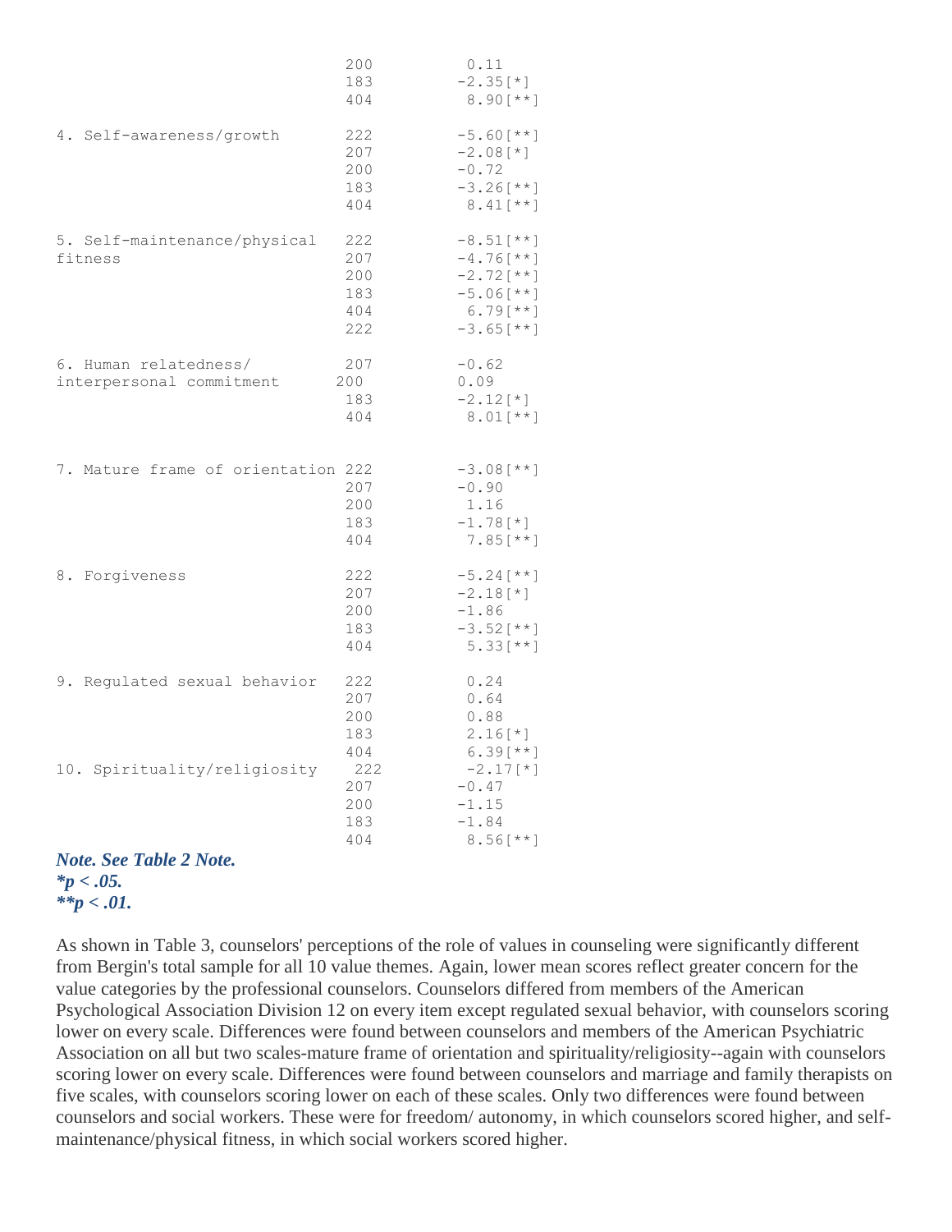| | | |
|---|---|---|
| | 200 | 0.11 |
| | 183 | -2.35[*] |
| | 404 | 8.90[**] |
| 4. Self-awareness/growth | 222 | -5.60[**] |
| | 207 | -2.08[*] |
| | 200 | -0.72 |
| | 183 | -3.26[**] |
| | 404 | 8.41[**] |
| 5. Self-maintenance/physical fitness | 222 | -8.51[**] |
| | 207 | -4.76[**] |
| | 200 | -2.72[**] |
| | 183 | -5.06[**] |
| | 404 | 6.79[**] |
| | 222 | -3.65[**] |
| 6. Human relatedness/ interpersonal commitment | 207 | -0.62 |
| | 200 | 0.09 |
| | 183 | -2.12[*] |
| | 404 | 8.01[**] |
| 7. Mature frame of orientation | 222 | -3.08[**] |
| | 207 | -0.90 |
| | 200 | 1.16 |
| | 183 | -1.78[*] |
| | 404 | 7.85[**] |
| 8. Forgiveness | 222 | -5.24[**] |
| | 207 | -2.18[*] |
| | 200 | -1.86 |
| | 183 | -3.52[**] |
| | 404 | 5.33[**] |
| 9. Regulated sexual behavior | 222 | 0.24 |
| | 207 | 0.64 |
| | 200 | 0.88 |
| | 183 | 2.16[*] |
| | 404 | 6.39[**] |
| 10. Spirituality/religiosity | 222 | -2.17[*] |
| | 207 | -0.47 |
| | 200 | -1.15 |
| | 183 | -1.84 |
| | 404 | 8.56[**] |

***Note. See Table 2 Note.***
****p* < .05.***
*****p* < .01.***

As shown in Table 3, counselors' perceptions of the role of values in counseling were significantly different from Bergin's total sample for all 10 value themes. Again, lower mean scores reflect greater concern for the value categories by the professional counselors. Counselors differed from members of the American Psychological Association Division 12 on every item except regulated sexual behavior, with counselors scoring lower on every scale. Differences were found between counselors and members of the American Psychiatric Association on all but two scales-mature frame of orientation and spirituality/religiosity--again with counselors scoring lower on every scale. Differences were found between counselors and marriage and family therapists on five scales, with counselors scoring lower on each of these scales. Only two differences were found between counselors and social workers. These were for freedom/ autonomy, in which counselors scored higher, and self-maintenance/physical fitness, in which social workers scored higher.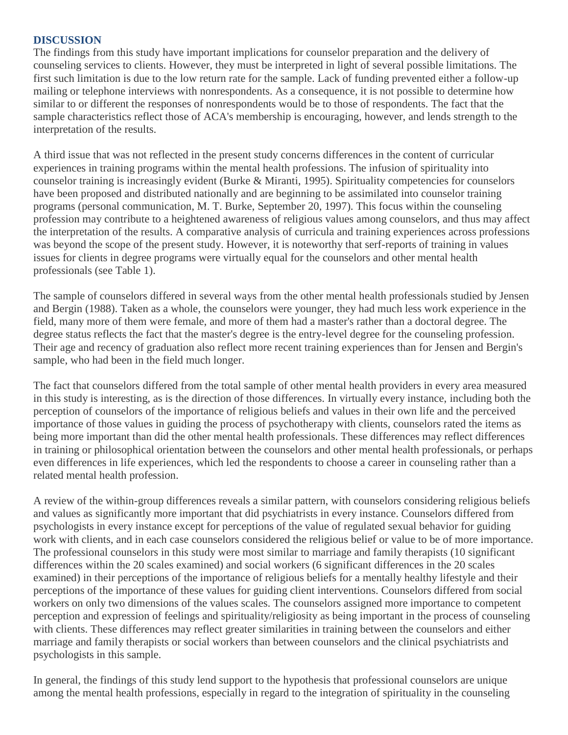## DISCUSSION

The findings from this study have important implications for counselor preparation and the delivery of counseling services to clients. However, they must be interpreted in light of several possible limitations. The first such limitation is due to the low return rate for the sample. Lack of funding prevented either a follow-up mailing or telephone interviews with nonrespondents. As a consequence, it is not possible to determine how similar to or different the responses of nonrespondents would be to those of respondents. The fact that the sample characteristics reflect those of ACA's membership is encouraging, however, and lends strength to the interpretation of the results.

A third issue that was not reflected in the present study concerns differences in the content of curricular experiences in training programs within the mental health professions. The infusion of spirituality into counselor training is increasingly evident (Burke & Miranti, 1995). Spirituality competencies for counselors have been proposed and distributed nationally and are beginning to be assimilated into counselor training programs (personal communication, M. T. Burke, September 20, 1997). This focus within the counseling profession may contribute to a heightened awareness of religious values among counselors, and thus may affect the interpretation of the results. A comparative analysis of curricula and training experiences across professions was beyond the scope of the present study. However, it is noteworthy that serf-reports of training in values issues for clients in degree programs were virtually equal for the counselors and other mental health professionals (see Table 1).

The sample of counselors differed in several ways from the other mental health professionals studied by Jensen and Bergin (1988). Taken as a whole, the counselors were younger, they had much less work experience in the field, many more of them were female, and more of them had a master's rather than a doctoral degree. The degree status reflects the fact that the master's degree is the entry-level degree for the counseling profession. Their age and recency of graduation also reflect more recent training experiences than for Jensen and Bergin's sample, who had been in the field much longer.

The fact that counselors differed from the total sample of other mental health providers in every area measured in this study is interesting, as is the direction of those differences. In virtually every instance, including both the perception of counselors of the importance of religious beliefs and values in their own life and the perceived importance of those values in guiding the process of psychotherapy with clients, counselors rated the items as being more important than did the other mental health professionals. These differences may reflect differences in training or philosophical orientation between the counselors and other mental health professionals, or perhaps even differences in life experiences, which led the respondents to choose a career in counseling rather than a related mental health profession.

A review of the within-group differences reveals a similar pattern, with counselors considering religious beliefs and values as significantly more important that did psychiatrists in every instance. Counselors differed from psychologists in every instance except for perceptions of the value of regulated sexual behavior for guiding work with clients, and in each case counselors considered the religious belief or value to be of more importance. The professional counselors in this study were most similar to marriage and family therapists (10 significant differences within the 20 scales examined) and social workers (6 significant differences in the 20 scales examined) in their perceptions of the importance of religious beliefs for a mentally healthy lifestyle and their perceptions of the importance of these values for guiding client interventions. Counselors differed from social workers on only two dimensions of the values scales. The counselors assigned more importance to competent perception and expression of feelings and spirituality/religiosity as being important in the process of counseling with clients. These differences may reflect greater similarities in training between the counselors and either marriage and family therapists or social workers than between counselors and the clinical psychiatrists and psychologists in this sample.

In general, the findings of this study lend support to the hypothesis that professional counselors are unique among the mental health professions, especially in regard to the integration of spirituality in the counseling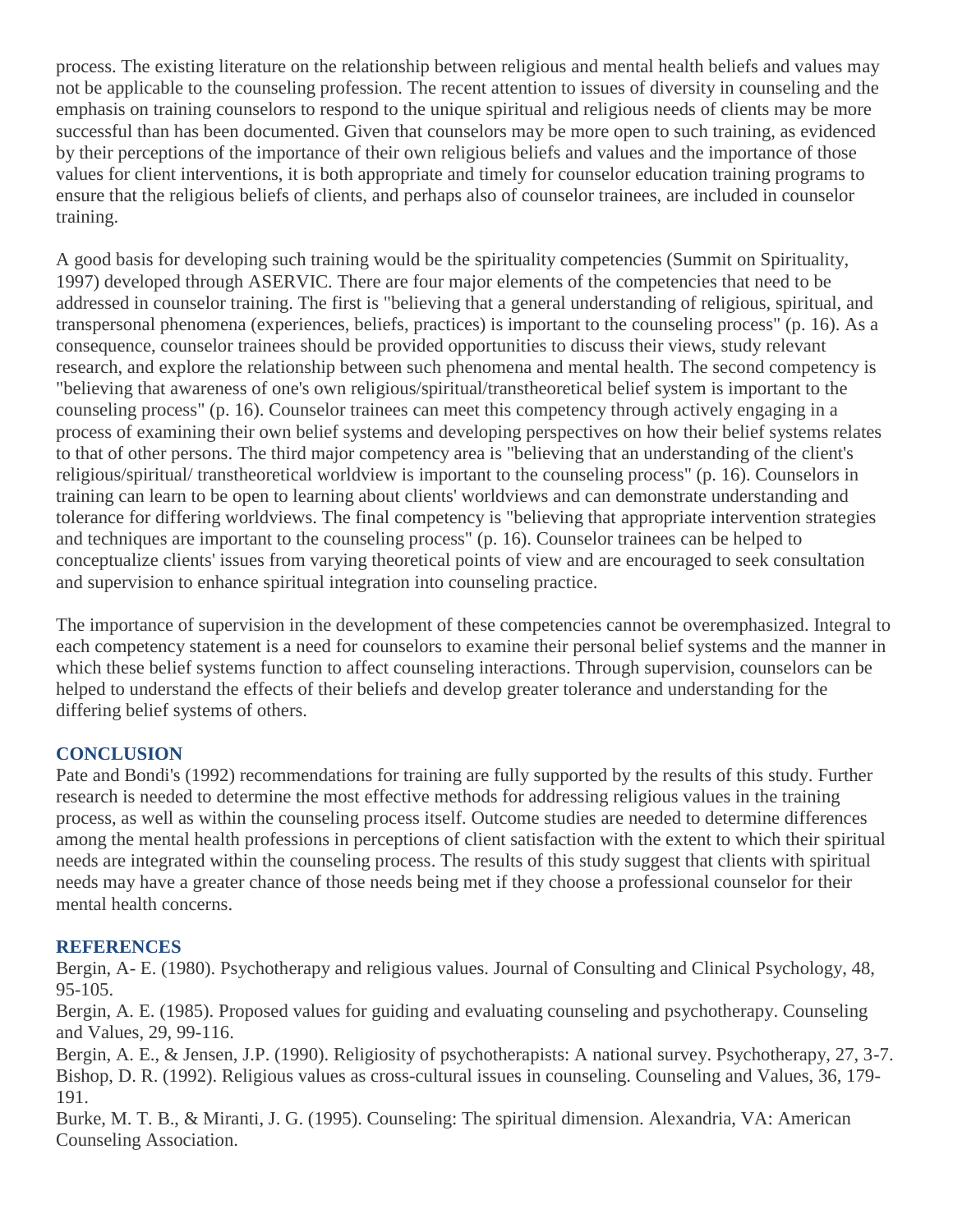process. The existing literature on the relationship between religious and mental health beliefs and values may not be applicable to the counseling profession. The recent attention to issues of diversity in counseling and the emphasis on training counselors to respond to the unique spiritual and religious needs of clients may be more successful than has been documented. Given that counselors may be more open to such training, as evidenced by their perceptions of the importance of their own religious beliefs and values and the importance of those values for client interventions, it is both appropriate and timely for counselor education training programs to ensure that the religious beliefs of clients, and perhaps also of counselor trainees, are included in counselor training.

A good basis for developing such training would be the spirituality competencies (Summit on Spirituality, 1997) developed through ASERVIC. There are four major elements of the competencies that need to be addressed in counselor training. The first is "believing that a general understanding of religious, spiritual, and transpersonal phenomena (experiences, beliefs, practices) is important to the counseling process" (p. 16). As a consequence, counselor trainees should be provided opportunities to discuss their views, study relevant research, and explore the relationship between such phenomena and mental health. The second competency is "believing that awareness of one's own religious/spiritual/transtheoretical belief system is important to the counseling process" (p. 16). Counselor trainees can meet this competency through actively engaging in a process of examining their own belief systems and developing perspectives on how their belief systems relates to that of other persons. The third major competency area is "believing that an understanding of the client's religious/spiritual/ transtheoretical worldview is important to the counseling process" (p. 16). Counselors in training can learn to be open to learning about clients' worldviews and can demonstrate understanding and tolerance for differing worldviews. The final competency is "believing that appropriate intervention strategies and techniques are important to the counseling process" (p. 16). Counselor trainees can be helped to conceptualize clients' issues from varying theoretical points of view and are encouraged to seek consultation and supervision to enhance spiritual integration into counseling practice.

The importance of supervision in the development of these competencies cannot be overemphasized. Integral to each competency statement is a need for counselors to examine their personal belief systems and the manner in which these belief systems function to affect counseling interactions. Through supervision, counselors can be helped to understand the effects of their beliefs and develop greater tolerance and understanding for the differing belief systems of others.

## CONCLUSION

Pate and Bondi's (1992) recommendations for training are fully supported by the results of this study. Further research is needed to determine the most effective methods for addressing religious values in the training process, as well as within the counseling process itself. Outcome studies are needed to determine differences among the mental health professions in perceptions of client satisfaction with the extent to which their spiritual needs are integrated within the counseling process. The results of this study suggest that clients with spiritual needs may have a greater chance of those needs being met if they choose a professional counselor for their mental health concerns.

## REFERENCES

Bergin, A- E. (1980). Psychotherapy and religious values. Journal of Consulting and Clinical Psychology, 48, 95-105.

Bergin, A. E. (1985). Proposed values for guiding and evaluating counseling and psychotherapy. Counseling and Values, 29, 99-116.

Bergin, A. E., & Jensen, J.P. (1990). Religiosity of psychotherapists: A national survey. Psychotherapy, 27, 3-7.

Bishop, D. R. (1992). Religious values as cross-cultural issues in counseling. Counseling and Values, 36, 179-191.

Burke, M. T. B., & Miranti, J. G. (1995). Counseling: The spiritual dimension. Alexandria, VA: American Counseling Association.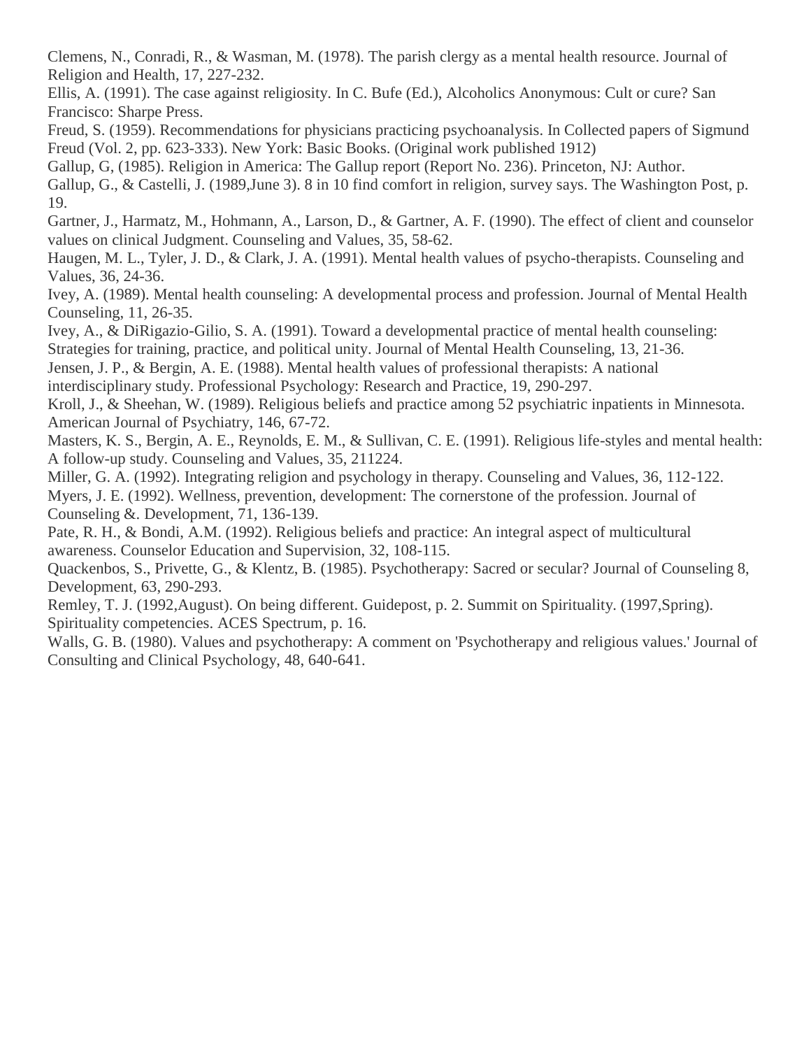Clemens, N., Conradi, R., & Wasman, M. (1978). The parish clergy as a mental health resource. Journal of Religion and Health, 17, 227-232.

Ellis, A. (1991). The case against religiosity. In C. Bufe (Ed.), Alcoholics Anonymous: Cult or cure? San Francisco: Sharpe Press.

Freud, S. (1959). Recommendations for physicians practicing psychoanalysis. In Collected papers of Sigmund Freud (Vol. 2, pp. 623-333). New York: Basic Books. (Original work published 1912)

Gallup, G, (1985). Religion in America: The Gallup report (Report No. 236). Princeton, NJ: Author.

Gallup, G., & Castelli, J. (1989,June 3). 8 in 10 find comfort in religion, survey says. The Washington Post, p. 19.

Gartner, J., Harmatz, M., Hohmann, A., Larson, D., & Gartner, A. F. (1990). The effect of client and counselor values on clinical Judgment. Counseling and Values, 35, 58-62.

Haugen, M. L., Tyler, J. D., & Clark, J. A. (1991). Mental health values of psycho-therapists. Counseling and Values, 36, 24-36.

Ivey, A. (1989). Mental health counseling: A developmental process and profession. Journal of Mental Health Counseling, 11, 26-35.

Ivey, A., & DiRigazio-Gilio, S. A. (1991). Toward a developmental practice of mental health counseling: Strategies for training, practice, and political unity. Journal of Mental Health Counseling, 13, 21-36.

Jensen, J. P., & Bergin, A. E. (1988). Mental health values of professional therapists: A national interdisciplinary study. Professional Psychology: Research and Practice, 19, 290-297.

Kroll, J., & Sheehan, W. (1989). Religious beliefs and practice among 52 psychiatric inpatients in Minnesota. American Journal of Psychiatry, 146, 67-72.

Masters, K. S., Bergin, A. E., Reynolds, E. M., & Sullivan, C. E. (1991). Religious life-styles and mental health: A follow-up study. Counseling and Values, 35, 211224.

Miller, G. A. (1992). Integrating religion and psychology in therapy. Counseling and Values, 36, 112-122.

Myers, J. E. (1992). Wellness, prevention, development: The cornerstone of the profession. Journal of Counseling &. Development, 71, 136-139.

Pate, R. H., & Bondi, A.M. (1992). Religious beliefs and practice: An integral aspect of multicultural awareness. Counselor Education and Supervision, 32, 108-115.

Quackenbos, S., Privette, G., & Klentz, B. (1985). Psychotherapy: Sacred or secular? Journal of Counseling 8, Development, 63, 290-293.

Remley, T. J. (1992,August). On being different. Guidepost, p. 2. Summit on Spirituality. (1997,Spring). Spirituality competencies. ACES Spectrum, p. 16.

Walls, G. B. (1980). Values and psychotherapy: A comment on 'Psychotherapy and religious values.' Journal of Consulting and Clinical Psychology, 48, 640-641.